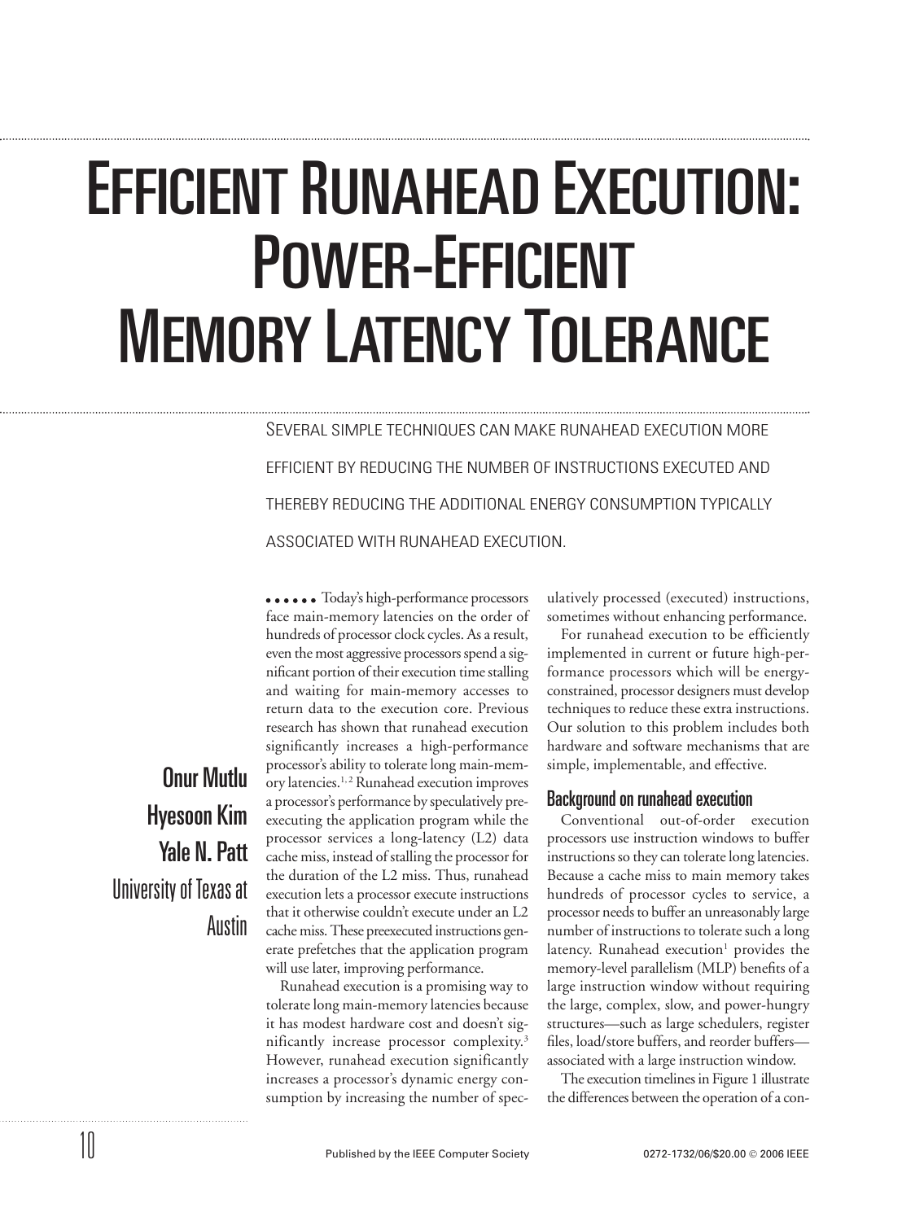# Efficient Runahead Execution: Power-Efficient Memory Latency Tolerance

SEVERAL SIMPLE TECHNIQUES CAN MAKE RUNAHEAD EXECUTION MORE EFFICIENT BY REDUCING THE NUMBER OF INSTRUCTIONS EXECUTED AND THEREBY REDUCING THE ADDITIONAL ENERGY CONSUMPTION TYPICALLY ASSOCIATED WITH RUNAHEAD EXECUTION.

**Onur Mutlu**
**Hyesoon Kim**
**Yale N. Patt**
University of Texas at Austin

Today's high-performance processors face main-memory latencies on the order of hundreds of processor clock cycles. As a result, even the most aggressive processors spend a significant portion of their execution time stalling and waiting for main-memory accesses to return data to the execution core. Previous research has shown that runahead execution significantly increases a high-performance processor's ability to tolerate long main-memory latencies.[1,2] Runahead execution improves a processor's performance by speculatively preexecuting the application program while the processor services a long-latency (L2) data cache miss, instead of stalling the processor for the duration of the L2 miss. Thus, runahead execution lets a processor execute instructions that it otherwise couldn't execute under an L2 cache miss. These preexecuted instructions generate prefetches that the application program will use later, improving performance.

Runahead execution is a promising way to tolerate long main-memory latencies because it has modest hardware cost and doesn't significantly increase processor complexity.[3] However, runahead execution significantly increases a processor's dynamic energy consumption by increasing the number of speculatively processed (executed) instructions, sometimes without enhancing performance.

For runahead execution to be efficiently implemented in current or future high-performance processors which will be energy-constrained, processor designers must develop techniques to reduce these extra instructions. Our solution to this problem includes both hardware and software mechanisms that are simple, implementable, and effective.

## Background on runahead execution

Conventional out-of-order execution processors use instruction windows to buffer instructions so they can tolerate long latencies. Because a cache miss to main memory takes hundreds of processor cycles to service, a processor needs to buffer an unreasonably large number of instructions to tolerate such a long latency. Runahead execution[1] provides the memory-level parallelism (MLP) benefits of a large instruction window without requiring the large, complex, slow, and power-hungry structures—such as large schedulers, register files, load/store buffers, and reorder buffers—associated with a large instruction window.

The execution timelines in Figure 1 illustrate the differences between the operation of a con-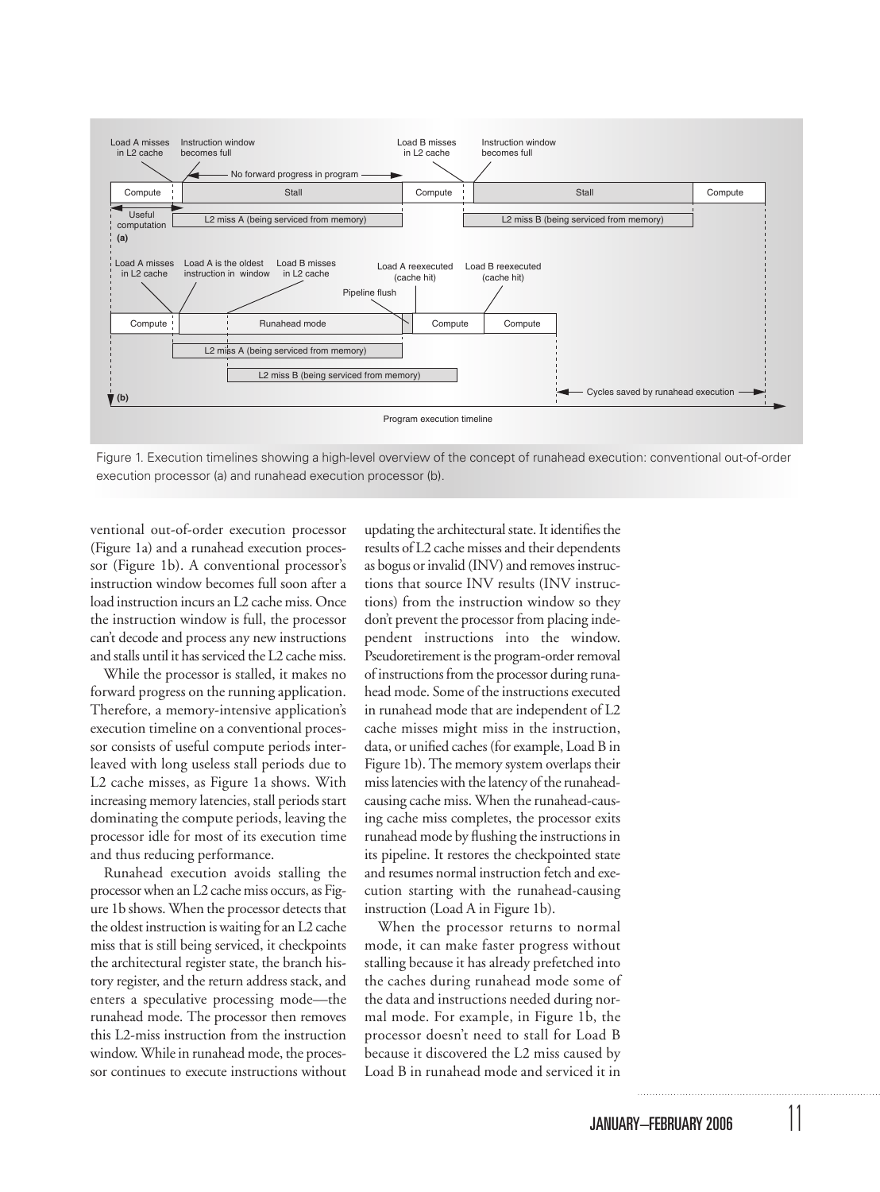Figure 1. Execution timelines showing a high-level overview of the concept of runahead execution: conventional out-of-order execution processor (a) and runahead execution processor (b).

ventional out-of-order execution processor (Figure 1a) and a runahead execution processor (Figure 1b). A conventional processor's instruction window becomes full soon after a load instruction incurs an L2 cache miss. Once the instruction window is full, the processor can't decode and process any new instructions and stalls until it has serviced the L2 cache miss.

While the processor is stalled, it makes no forward progress on the running application. Therefore, a memory-intensive application's execution timeline on a conventional processor consists of useful compute periods interleaved with long useless stall periods due to L2 cache misses, as Figure 1a shows. With increasing memory latencies, stall periods start dominating the compute periods, leaving the processor idle for most of its execution time and thus reducing performance.

Runahead execution avoids stalling the processor when an L2 cache miss occurs, as Figure 1b shows. When the processor detects that the oldest instruction is waiting for an L2 cache miss that is still being serviced, it checkpoints the architectural register state, the branch history register, and the return address stack, and enters a speculative processing mode—the runahead mode. The processor then removes this L2-miss instruction from the instruction window. While in runahead mode, the processor continues to execute instructions without updating the architectural state. It identifies the results of L2 cache misses and their dependents as bogus or invalid (INV) and removes instructions that source INV results (INV instructions) from the instruction window so they don't prevent the processor from placing independent instructions into the window. Pseudoretirement is the program-order removal of instructions from the processor during runahead mode. Some of the instructions executed in runahead mode that are independent of L2 cache misses might miss in the instruction, data, or unified caches (for example, Load B in Figure 1b). The memory system overlaps their miss latencies with the latency of the runahead-causing cache miss. When the runahead-causing cache miss completes, the processor exits runahead mode by flushing the instructions in its pipeline. It restores the checkpointed state and resumes normal instruction fetch and execution starting with the runahead-causing instruction (Load A in Figure 1b).

When the processor returns to normal mode, it can make faster progress without stalling because it has already prefetched into the caches during runahead mode some of the data and instructions needed during normal mode. For example, in Figure 1b, the processor doesn't need to stall for Load B because it discovered the L2 miss caused by Load B in runahead mode and serviced it in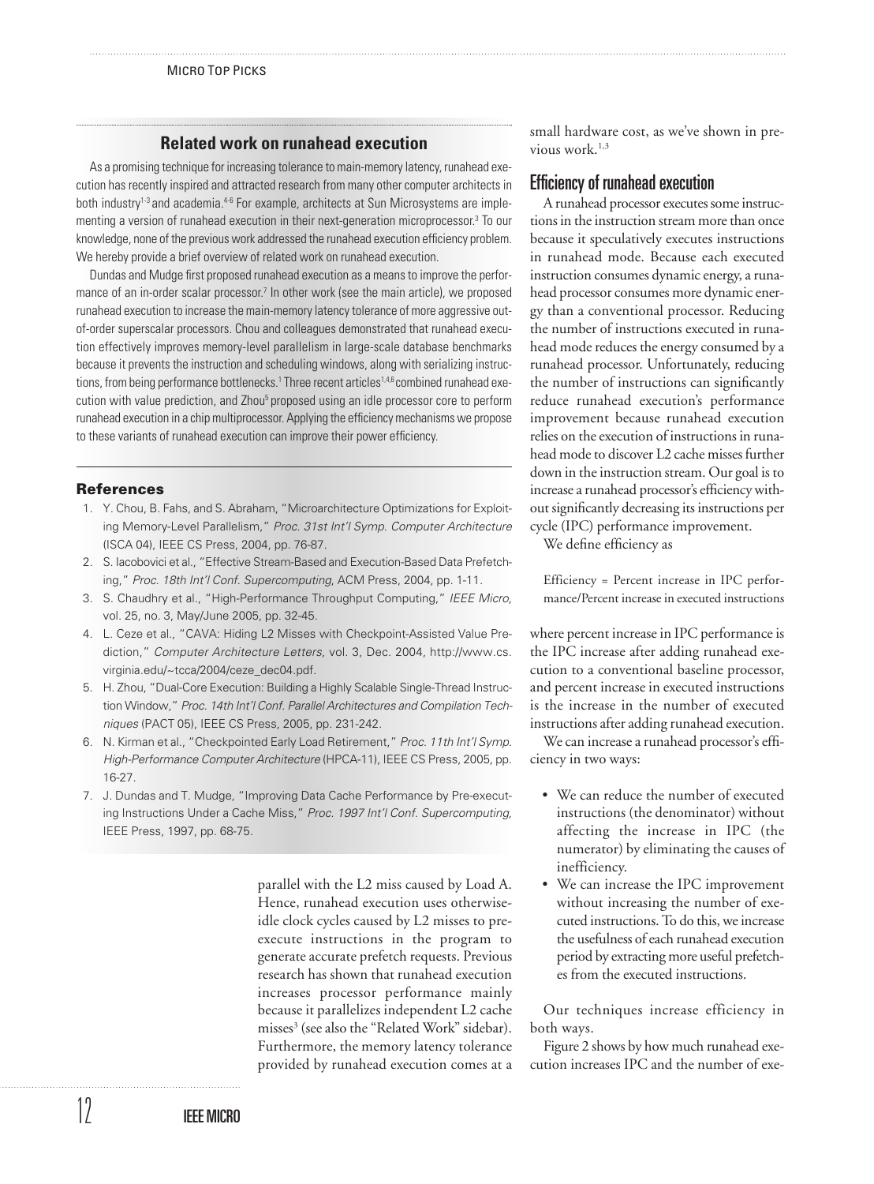## Related work on runahead execution

As a promising technique for increasing tolerance to main-memory latency, runahead execution has recently inspired and attracted research from many other computer architects in both industry[1-3] and academia.[4-6] For example, architects at Sun Microsystems are implementing a version of runahead execution in their next-generation microprocessor.[3] To our knowledge, none of the previous work addressed the runahead execution efficiency problem. We hereby provide a brief overview of related work on runahead execution.

Dundas and Mudge first proposed runahead execution as a means to improve the performance of an in-order scalar processor.[7] In other work (see the main article), we proposed runahead execution to increase the main-memory latency tolerance of more aggressive out-of-order superscalar processors. Chou and colleagues demonstrated that runahead execution effectively improves memory-level parallelism in large-scale database benchmarks because it prevents the instruction and scheduling windows, along with serializing instructions, from being performance bottlenecks.[1] Three recent articles[1,4,6] combined runahead execution with value prediction, and Zhou[5] proposed using an idle processor core to perform runahead execution in a chip multiprocessor. Applying the efficiency mechanisms we propose to these variants of runahead execution can improve their power efficiency.

### References

1. Y. Chou, B. Fahs, and S. Abraham, "Microarchitecture Optimizations for Exploiting Memory-Level Parallelism," *Proc. 31st Int'l Symp. Computer Architecture* (ISCA 04), IEEE CS Press, 2004, pp. 76-87.
2. S. Iacobovici et al., "Effective Stream-Based and Execution-Based Data Prefetching," *Proc. 18th Int'l Conf. Supercomputing*, ACM Press, 2004, pp. 1-11.
3. S. Chaudhry et al., "High-Performance Throughput Computing," *IEEE Micro*, vol. 25, no. 3, May/June 2005, pp. 32-45.
4. L. Ceze et al., "CAVA: Hiding L2 Misses with Checkpoint-Assisted Value Prediction," *Computer Architecture Letters*, vol. 3, Dec. 2004, http://www.cs.virginia.edu/~tcca/2004/ceze_dec04.pdf.
5. H. Zhou, "Dual-Core Execution: Building a Highly Scalable Single-Thread Instruction Window," *Proc. 14th Int'l Conf. Parallel Architectures and Compilation Techniques* (PACT 05), IEEE CS Press, 2005, pp. 231-242.
6. N. Kirman et al., "Checkpointed Early Load Retirement," *Proc. 11th Int'l Symp. High-Performance Computer Architecture* (HPCA-11), IEEE CS Press, 2005, pp. 16-27.
7. J. Dundas and T. Mudge, "Improving Data Cache Performance by Pre-executing Instructions Under a Cache Miss," *Proc. 1997 Int'l Conf. Supercomputing*, IEEE Press, 1997, pp. 68-75.

parallel with the L2 miss caused by Load A. Hence, runahead execution uses otherwise-idle clock cycles caused by L2 misses to pre-execute instructions in the program to generate accurate prefetch requests. Previous research has shown that runahead execution increases processor performance mainly because it parallelizes independent L2 cache misses[3] (see also the "Related Work" sidebar). Furthermore, the memory latency tolerance provided by runahead execution comes at a small hardware cost, as we've shown in previous work.[1,3]

## Efficiency of runahead execution

A runahead processor executes some instructions in the instruction stream more than once because it speculatively executes instructions in runahead mode. Because each executed instruction consumes dynamic energy, a runahead processor consumes more dynamic energy than a conventional processor. Reducing the number of instructions executed in runahead mode reduces the energy consumed by a runahead processor. Unfortunately, reducing the number of instructions can significantly reduce runahead execution's performance improvement because runahead execution relies on the execution of instructions in runahead mode to discover L2 cache misses further down in the instruction stream. Our goal is to increase a runahead processor's efficiency without significantly decreasing its instructions per cycle (IPC) performance improvement.

We define efficiency as

Efficiency = Percent increase in IPC performance/Percent increase in executed instructions

where percent increase in IPC performance is the IPC increase after adding runahead execution to a conventional baseline processor, and percent increase in executed instructions is the increase in the number of executed instructions after adding runahead execution.

We can increase a runahead processor's efficiency in two ways:

- We can reduce the number of executed instructions (the denominator) without affecting the increase in IPC (the numerator) by eliminating the causes of inefficiency.
- We can increase the IPC improvement without increasing the number of executed instructions. To do this, we increase the usefulness of each runahead execution period by extracting more useful prefetches from the executed instructions.

Our techniques increase efficiency in both ways.

Figure 2 shows by how much runahead execution increases IPC and the number of exe-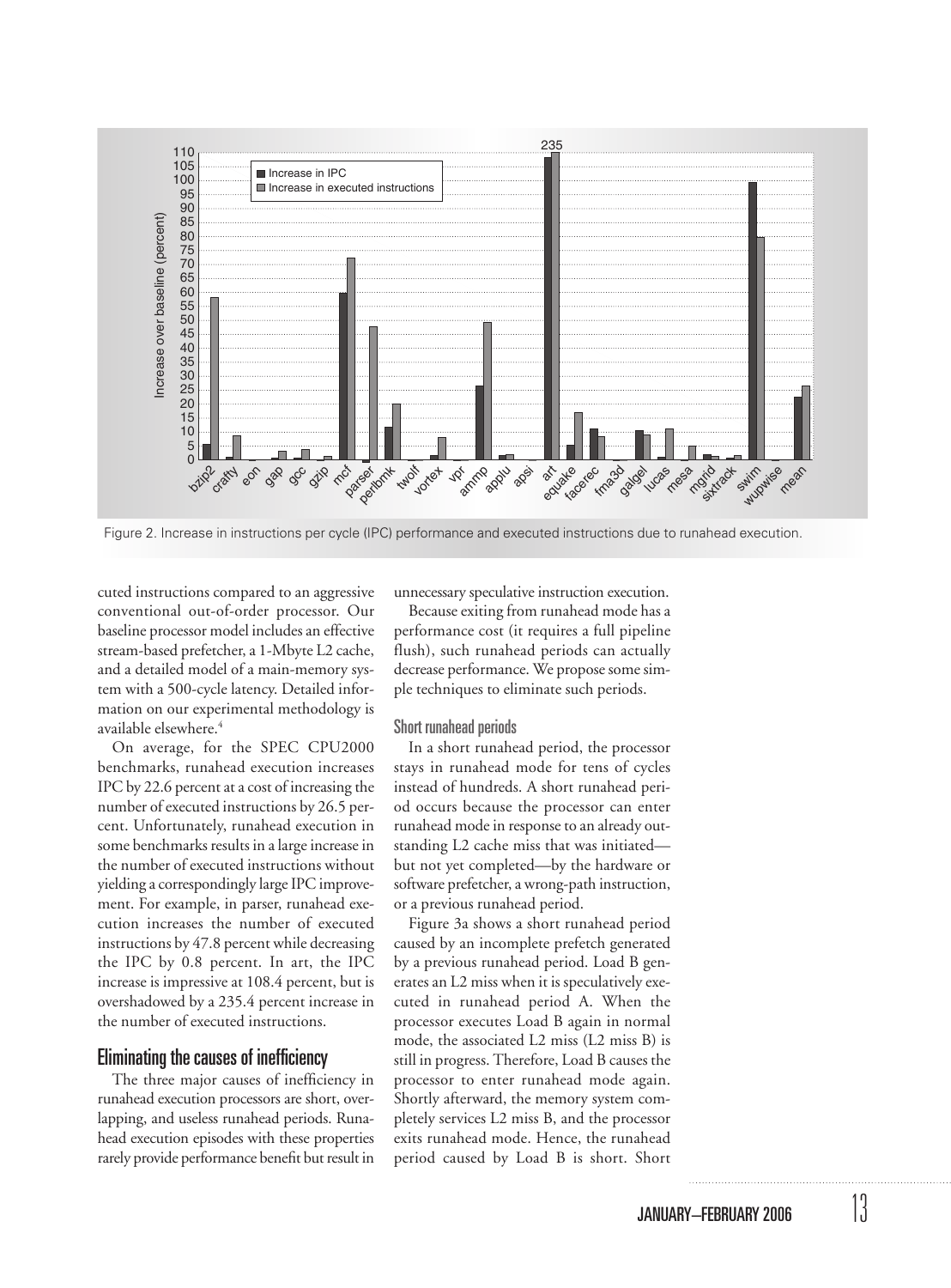Figure 2. Increase in instructions per cycle (IPC) performance and executed instructions due to runahead execution.

cuted instructions compared to an aggressive conventional out-of-order processor. Our baseline processor model includes an effective stream-based prefetcher, a 1-Mbyte L2 cache, and a detailed model of a main-memory system with a 500-cycle latency. Detailed information on our experimental methodology is available elsewhere.[4]

On average, for the SPEC CPU2000 benchmarks, runahead execution increases IPC by 22.6 percent at a cost of increasing the number of executed instructions by 26.5 percent. Unfortunately, runahead execution in some benchmarks results in a large increase in the number of executed instructions without yielding a correspondingly large IPC improvement. For example, in parser, runahead execution increases the number of executed instructions by 47.8 percent while decreasing the IPC by 0.8 percent. In art, the IPC increase is impressive at 108.4 percent, but is overshadowed by a 235.4 percent increase in the number of executed instructions.

## Eliminating the causes of inefficiency

The three major causes of inefficiency in runahead execution processors are short, overlapping, and useless runahead periods. Runahead execution episodes with these properties rarely provide performance benefit but result in unnecessary speculative instruction execution.

Because exiting from runahead mode has a performance cost (it requires a full pipeline flush), such runahead periods can actually decrease performance. We propose some simple techniques to eliminate such periods.

### Short runahead periods

In a short runahead period, the processor stays in runahead mode for tens of cycles instead of hundreds. A short runahead period occurs because the processor can enter runahead mode in response to an already outstanding L2 cache miss that was initiated—but not yet completed—by the hardware or software prefetcher, a wrong-path instruction, or a previous runahead period.

Figure 3a shows a short runahead period caused by an incomplete prefetch generated by a previous runahead period. Load B generates an L2 miss when it is speculatively executed in runahead period A. When the processor executes Load B again in normal mode, the associated L2 miss (L2 miss B) is still in progress. Therefore, Load B causes the processor to enter runahead mode again. Shortly afterward, the memory system completely services L2 miss B, and the processor exits runahead mode. Hence, the runahead period caused by Load B is short. Short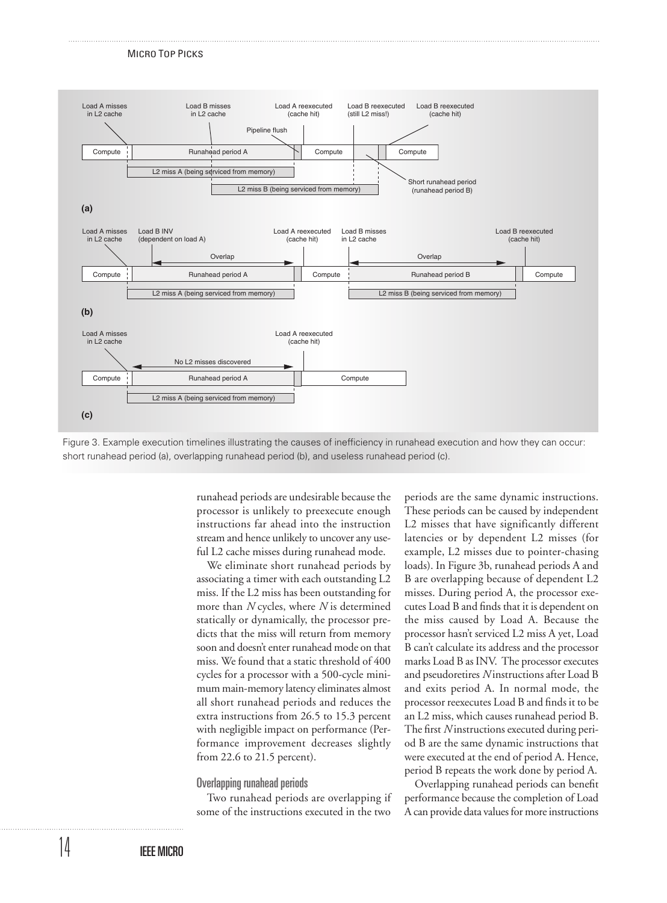Figure 3. Example execution timelines illustrating the causes of inefficiency in runahead execution and how they can occur: short runahead period (a), overlapping runahead period (b), and useless runahead period (c).

runahead periods are undesirable because the processor is unlikely to preexecute enough instructions far ahead into the instruction stream and hence unlikely to uncover any useful L2 cache misses during runahead mode.

We eliminate short runahead periods by associating a timer with each outstanding L2 miss. If the L2 miss has been outstanding for more than $N$ cycles, where $N$ is determined statically or dynamically, the processor predicts that the miss will return from memory soon and doesn't enter runahead mode on that miss. We found that a static threshold of 400 cycles for a processor with a 500-cycle minimum main-memory latency eliminates almost all short runahead periods and reduces the extra instructions from 26.5 to 15.3 percent with negligible impact on performance (Performance improvement decreases slightly from 22.6 to 21.5 percent).

### Overlapping runahead periods

Two runahead periods are overlapping if some of the instructions executed in the two periods are the same dynamic instructions. These periods can be caused by independent L2 misses that have significantly different latencies or by dependent L2 misses (for example, L2 misses due to pointer-chasing loads). In Figure 3b, runahead periods A and B are overlapping because of dependent L2 misses. During period A, the processor executes Load B and finds that it is dependent on the miss caused by Load A. Because the processor hasn't serviced L2 miss A yet, Load B can't calculate its address and the processor marks Load B as INV. The processor executes and pseudoretires $N$ instructions after Load B and exits period A. In normal mode, the processor reexecutes Load B and finds it to be an L2 miss, which causes runahead period B. The first $N$ instructions executed during period B are the same dynamic instructions that were executed at the end of period A. Hence, period B repeats the work done by period A.

Overlapping runahead periods can benefit performance because the completion of Load A can provide data values for more instructions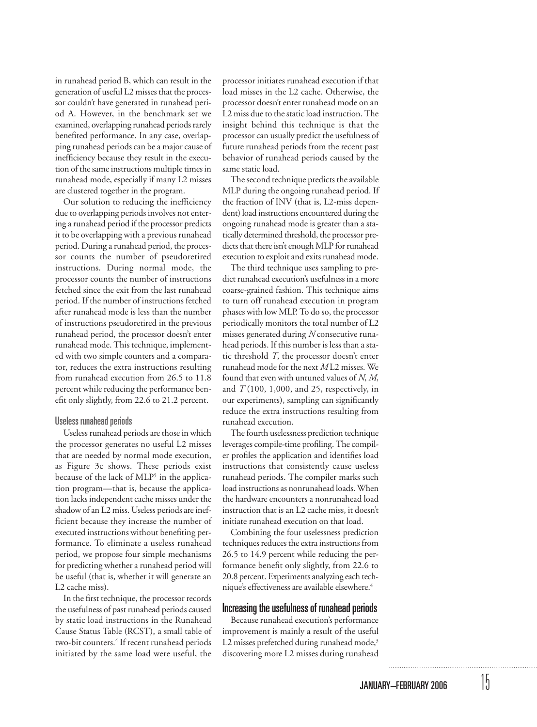in runahead period B, which can result in the generation of useful L2 misses that the processor couldn't have generated in runahead period A. However, in the benchmark set we examined, overlapping runahead periods rarely benefited performance. In any case, overlapping runahead periods can be a major cause of inefficiency because they result in the execution of the same instructions multiple times in runahead mode, especially if many L2 misses are clustered together in the program.

Our solution to reducing the inefficiency due to overlapping periods involves not entering a runahead period if the processor predicts it to be overlapping with a previous runahead period. During a runahead period, the processor counts the number of pseudoretired instructions. During normal mode, the processor counts the number of instructions fetched since the exit from the last runahead period. If the number of instructions fetched after runahead mode is less than the number of instructions pseudoretired in the previous runahead period, the processor doesn't enter runahead mode. This technique, implemented with two simple counters and a comparator, reduces the extra instructions resulting from runahead execution from 26.5 to 11.8 percent while reducing the performance benefit only slightly, from 22.6 to 21.2 percent.

### Useless runahead periods

Useless runahead periods are those in which the processor generates no useful L2 misses that are needed by normal mode execution, as Figure 3c shows. These periods exist because of the lack of MLP[5] in the application program—that is, because the application lacks independent cache misses under the shadow of an L2 miss. Useless periods are inefficient because they increase the number of executed instructions without benefiting performance. To eliminate a useless runahead period, we propose four simple mechanisms for predicting whether a runahead period will be useful (that is, whether it will generate an L2 cache miss).

In the first technique, the processor records the usefulness of past runahead periods caused by static load instructions in the Runahead Cause Status Table (RCST), a small table of two-bit counters.[4] If recent runahead periods initiated by the same load were useful, the processor initiates runahead execution if that load misses in the L2 cache. Otherwise, the processor doesn't enter runahead mode on an L2 miss due to the static load instruction. The insight behind this technique is that the processor can usually predict the usefulness of future runahead periods from the recent past behavior of runahead periods caused by the same static load.

The second technique predicts the available MLP during the ongoing runahead period. If the fraction of INV (that is, L2-miss dependent) load instructions encountered during the ongoing runahead mode is greater than a statically determined threshold, the processor predicts that there isn't enough MLP for runahead execution to exploit and exits runahead mode.

The third technique uses sampling to predict runahead execution's usefulness in a more coarse-grained fashion. This technique aims to turn off runahead execution in program phases with low MLP. To do so, the processor periodically monitors the total number of L2 misses generated during $N$ consecutive runahead periods. If this number is less than a static threshold $T$, the processor doesn't enter runahead mode for the next $M$ L2 misses. We found that even with untuned values of $N$, $M$, and $T$ (100, 1,000, and 25, respectively, in our experiments), sampling can significantly reduce the extra instructions resulting from runahead execution.

The fourth uselessness prediction technique leverages compile-time profiling. The compiler profiles the application and identifies load instructions that consistently cause useless runahead periods. The compiler marks such load instructions as nonrunahead loads. When the hardware encounters a nonrunahead load instruction that is an L2 cache miss, it doesn't initiate runahead execution on that load.

Combining the four uselessness prediction techniques reduces the extra instructions from 26.5 to 14.9 percent while reducing the performance benefit only slightly, from 22.6 to 20.8 percent. Experiments analyzing each technique's effectiveness are available elsewhere.[4]

## Increasing the usefulness of runahead periods

Because runahead execution's performance improvement is mainly a result of the useful L2 misses prefetched during runahead mode,[3] discovering more L2 misses during runahead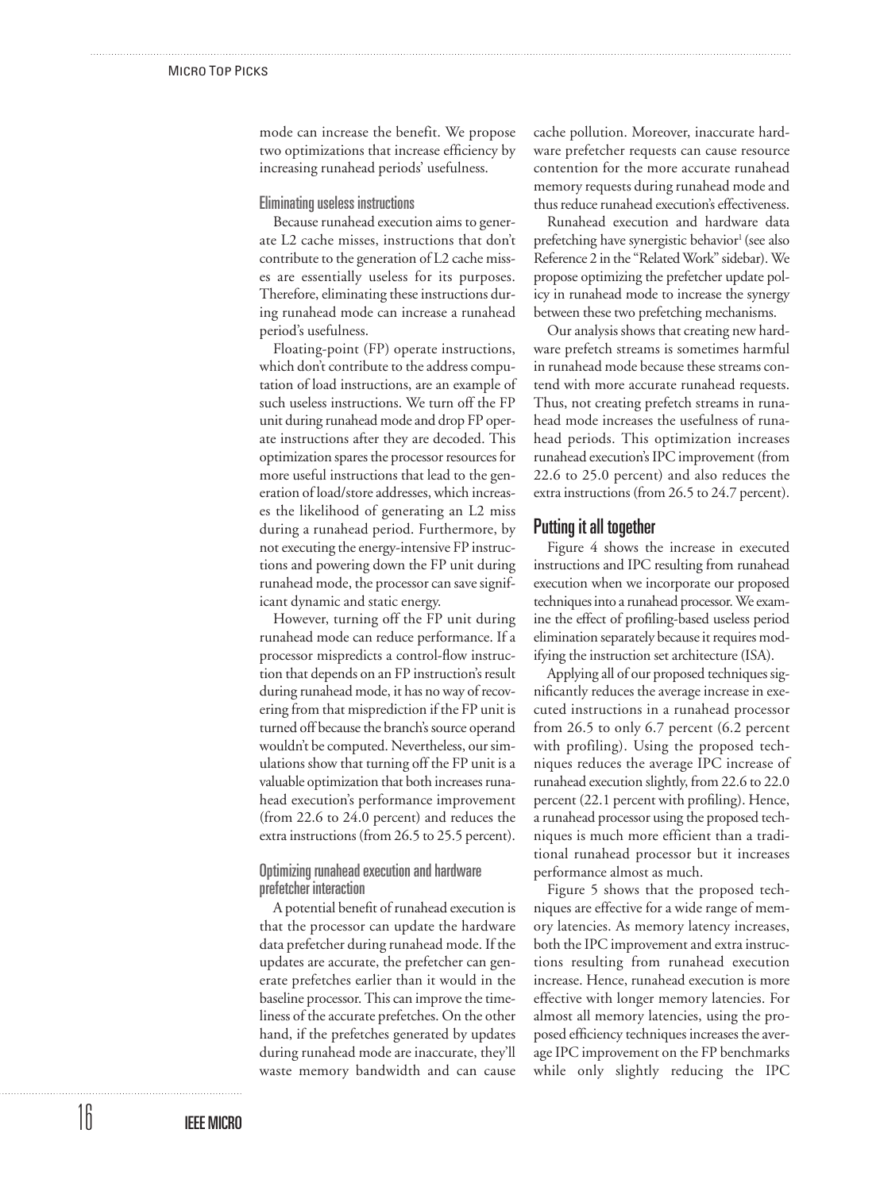mode can increase the benefit. We propose two optimizations that increase efficiency by increasing runahead periods' usefulness.

### Eliminating useless instructions

Because runahead execution aims to generate L2 cache misses, instructions that don't contribute to the generation of L2 cache misses are essentially useless for its purposes. Therefore, eliminating these instructions during runahead mode can increase a runahead period's usefulness.

Floating-point (FP) operate instructions, which don't contribute to the address computation of load instructions, are an example of such useless instructions. We turn off the FP unit during runahead mode and drop FP operate instructions after they are decoded. This optimization spares the processor resources for more useful instructions that lead to the generation of load/store addresses, which increases the likelihood of generating an L2 miss during a runahead period. Furthermore, by not executing the energy-intensive FP instructions and powering down the FP unit during runahead mode, the processor can save significant dynamic and static energy.

However, turning off the FP unit during runahead mode can reduce performance. If a processor mispredicts a control-flow instruction that depends on an FP instruction's result during runahead mode, it has no way of recovering from that misprediction if the FP unit is turned off because the branch's source operand wouldn't be computed. Nevertheless, our simulations show that turning off the FP unit is a valuable optimization that both increases runahead execution's performance improvement (from 22.6 to 24.0 percent) and reduces the extra instructions (from 26.5 to 25.5 percent).

### Optimizing runahead execution and hardware prefetcher interaction

A potential benefit of runahead execution is that the processor can update the hardware data prefetcher during runahead mode. If the updates are accurate, the prefetcher can generate prefetches earlier than it would in the baseline processor. This can improve the timeliness of the accurate prefetches. On the other hand, if the prefetches generated by updates during runahead mode are inaccurate, they'll waste memory bandwidth and can cause cache pollution. Moreover, inaccurate hardware prefetcher requests can cause resource contention for the more accurate runahead memory requests during runahead mode and thus reduce runahead execution's effectiveness.

Runahead execution and hardware data prefetching have synergistic behavior[1] (see also Reference 2 in the "Related Work" sidebar). We propose optimizing the prefetcher update policy in runahead mode to increase the synergy between these two prefetching mechanisms.

Our analysis shows that creating new hardware prefetch streams is sometimes harmful in runahead mode because these streams contend with more accurate runahead requests. Thus, not creating prefetch streams in runahead mode increases the usefulness of runahead periods. This optimization increases runahead execution's IPC improvement (from 22.6 to 25.0 percent) and also reduces the extra instructions (from 26.5 to 24.7 percent).

## Putting it all together

Figure 4 shows the increase in executed instructions and IPC resulting from runahead execution when we incorporate our proposed techniques into a runahead processor. We examine the effect of profiling-based useless period elimination separately because it requires modifying the instruction set architecture (ISA).

Applying all of our proposed techniques significantly reduces the average increase in executed instructions in a runahead processor from 26.5 to only 6.7 percent (6.2 percent with profiling). Using the proposed techniques reduces the average IPC increase of runahead execution slightly, from 22.6 to 22.0 percent (22.1 percent with profiling). Hence, a runahead processor using the proposed techniques is much more efficient than a traditional runahead processor but it increases performance almost as much.

Figure 5 shows that the proposed techniques are effective for a wide range of memory latencies. As memory latency increases, both the IPC improvement and extra instructions resulting from runahead execution increase. Hence, runahead execution is more effective with longer memory latencies. For almost all memory latencies, using the proposed efficiency techniques increases the average IPC improvement on the FP benchmarks while only slightly reducing the IPC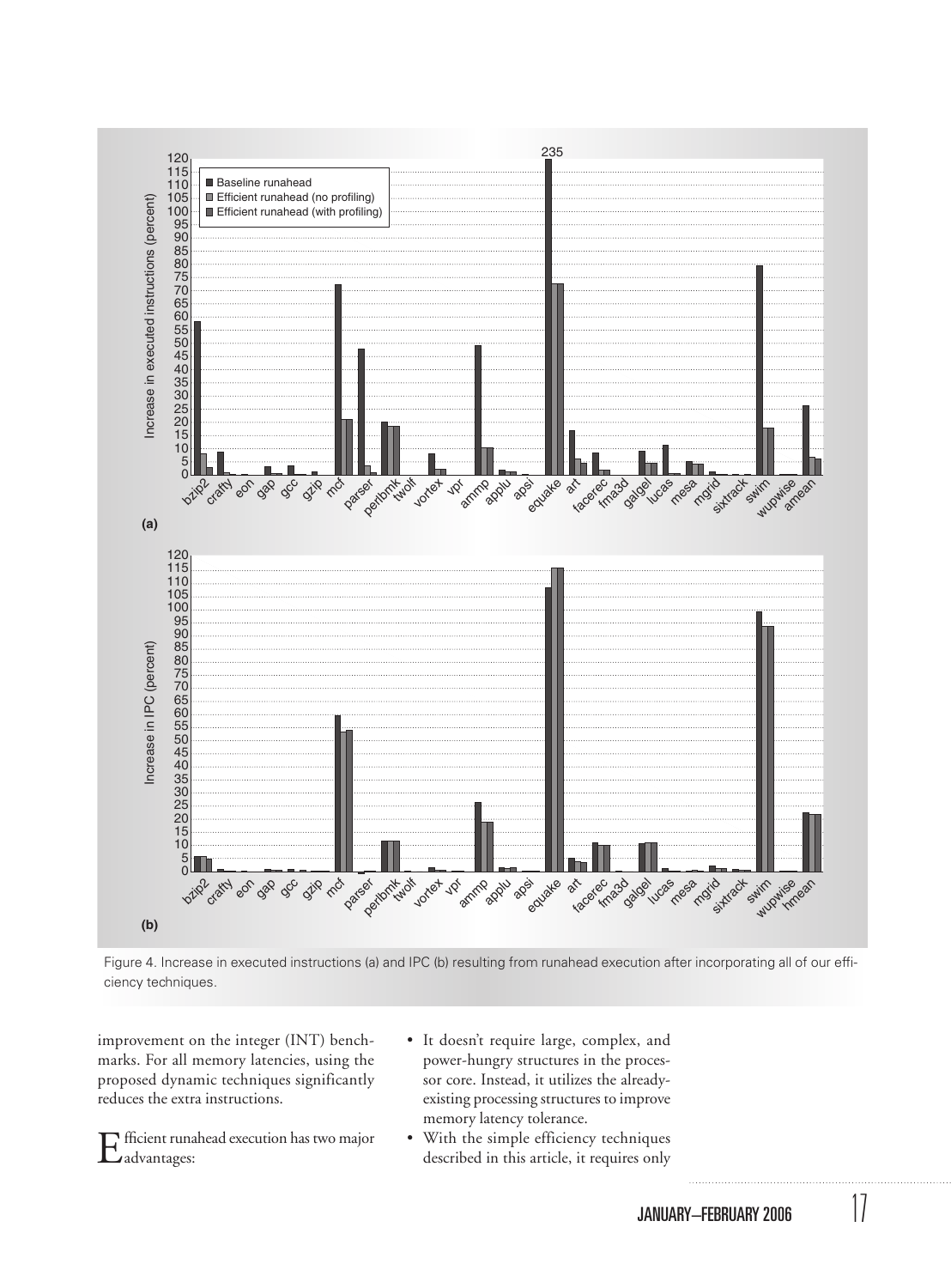Figure 4. Increase in executed instructions (a) and IPC (b) resulting from runahead execution after incorporating all of our efficiency techniques.

improvement on the integer (INT) benchmarks. For all memory latencies, using the proposed dynamic techniques significantly reduces the extra instructions.

Efficient runahead execution has two major advantages:

- It doesn't require large, complex, and power-hungry structures in the processor core. Instead, it utilizes the already-existing processing structures to improve memory latency tolerance.
- With the simple efficiency techniques described in this article, it requires only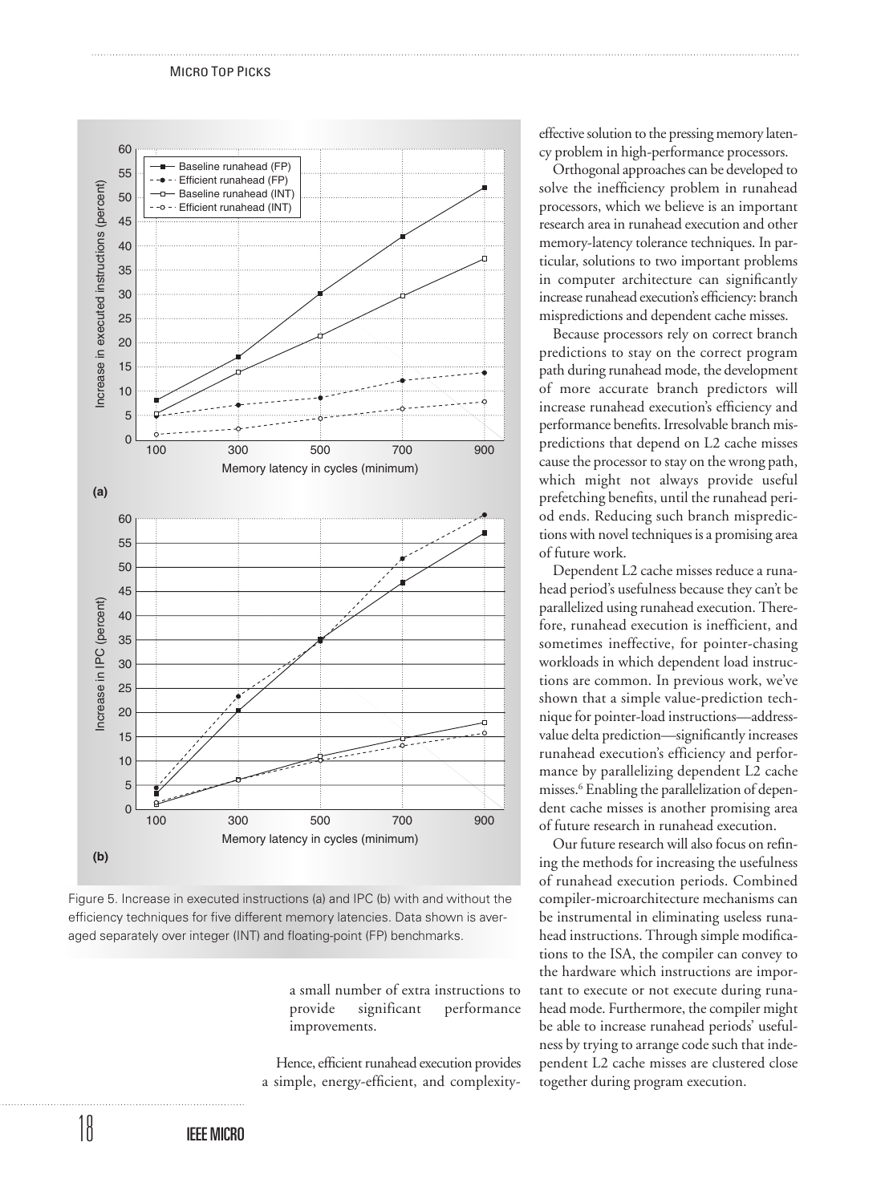Figure 5. Increase in executed instructions (a) and IPC (b) with and without the efficiency techniques for five different memory latencies. Data shown is averaged separately over integer (INT) and floating-point (FP) benchmarks.

a small number of extra instructions to provide significant performance improvements.

Hence, efficient runahead execution provides a simple, energy-efficient, and complexity-effective solution to the pressing memory latency problem in high-performance processors.

Orthogonal approaches can be developed to solve the inefficiency problem in runahead processors, which we believe is an important research area in runahead execution and other memory-latency tolerance techniques. In particular, solutions to two important problems in computer architecture can significantly increase runahead execution's efficiency: branch mispredictions and dependent cache misses.

Because processors rely on correct branch predictions to stay on the correct program path during runahead mode, the development of more accurate branch predictors will increase runahead execution's efficiency and performance benefits. Irresolvable branch mispredictions that depend on L2 cache misses cause the processor to stay on the wrong path, which might not always provide useful prefetching benefits, until the runahead period ends. Reducing such branch mispredictions with novel techniques is a promising area of future work.

Dependent L2 cache misses reduce a runahead period's usefulness because they can't be parallelized using runahead execution. Therefore, runahead execution is inefficient, and sometimes ineffective, for pointer-chasing workloads in which dependent load instructions are common. In previous work, we've shown that a simple value-prediction technique for pointer-load instructions—address-value delta prediction—significantly increases runahead execution's efficiency and performance by parallelizing dependent L2 cache misses.[6] Enabling the parallelization of dependent cache misses is another promising area of future research in runahead execution.

Our future research will also focus on refining the methods for increasing the usefulness of runahead execution periods. Combined compiler-microarchitecture mechanisms can be instrumental in eliminating useless runahead instructions. Through simple modifications to the ISA, the compiler can convey to the hardware which instructions are important to execute or not execute during runahead mode. Furthermore, the compiler might be able to increase runahead periods' usefulness by trying to arrange code such that independent L2 cache misses are clustered close together during program execution.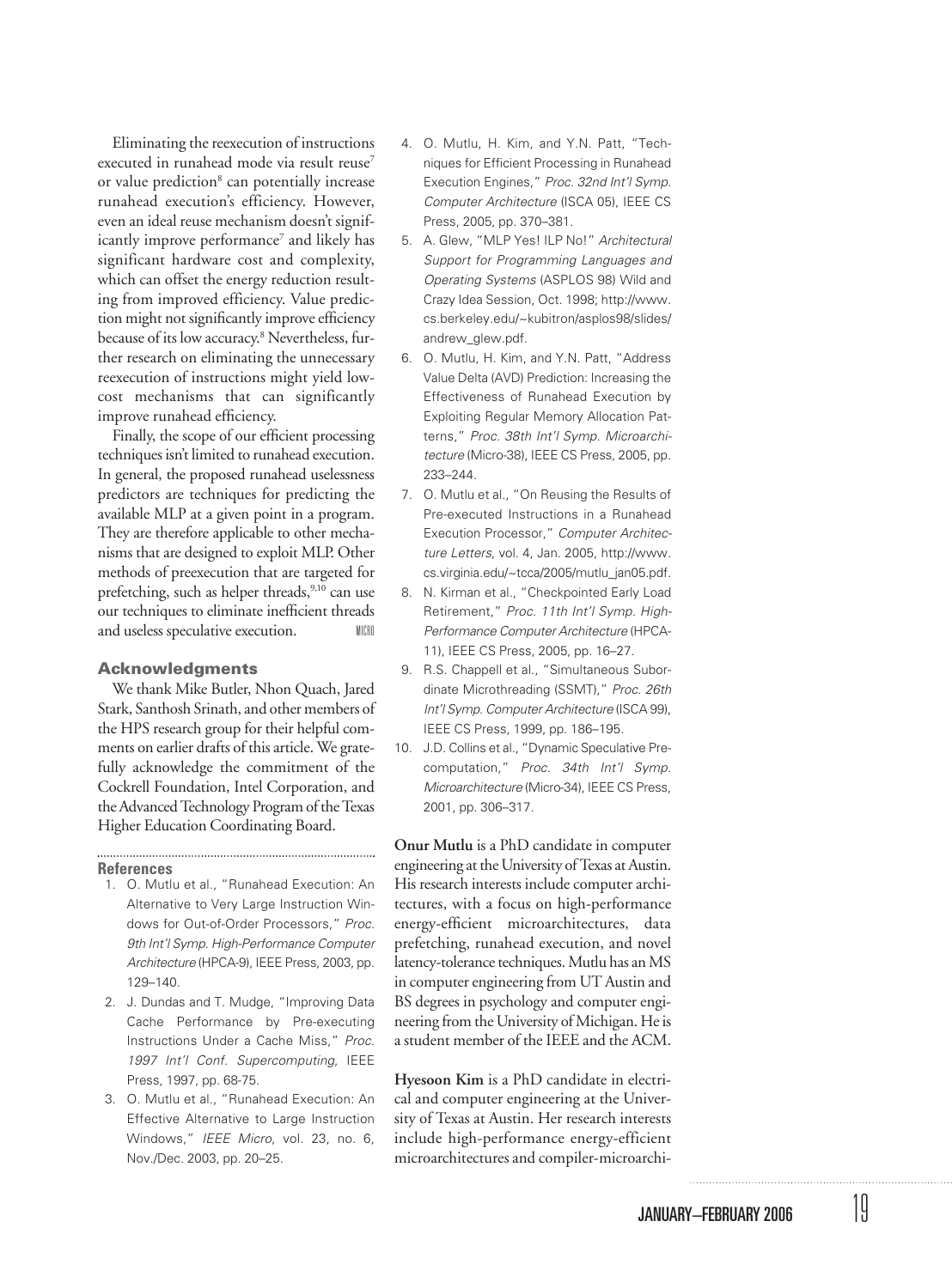Eliminating the reexecution of instructions executed in runahead mode via result reuse[7] or value prediction[8] can potentially increase runahead execution's efficiency. However, even an ideal reuse mechanism doesn't significantly improve performance[7] and likely has significant hardware cost and complexity, which can offset the energy reduction resulting from improved efficiency. Value prediction might not significantly improve efficiency because of its low accuracy.[8] Nevertheless, further research on eliminating the unnecessary reexecution of instructions might yield low-cost mechanisms that can significantly improve runahead efficiency.

Finally, the scope of our efficient processing techniques isn't limited to runahead execution. In general, the proposed runahead uselessness predictors are techniques for predicting the available MLP at a given point in a program. They are therefore applicable to other mechanisms that are designed to exploit MLP. Other methods of preexecution that are targeted for prefetching, such as helper threads,[9,10] can use our techniques to eliminate inefficient threads and useless speculative execution. MICRO

## Acknowledgments

We thank Mike Butler, Nhon Quach, Jared Stark, Santhosh Srinath, and other members of the HPS research group for their helpful comments on earlier drafts of this article. We gratefully acknowledge the commitment of the Cockrell Foundation, Intel Corporation, and the Advanced Technology Program of the Texas Higher Education Coordinating Board.

## References

1. O. Mutlu et al., "Runahead Execution: An Alternative to Very Large Instruction Windows for Out-of-Order Processors," *Proc. 9th Int'l Symp. High-Performance Computer Architecture* (HPCA-9), IEEE Press, 2003, pp. 129–140.
2. J. Dundas and T. Mudge, "Improving Data Cache Performance by Pre-executing Instructions Under a Cache Miss," *Proc. 1997 Int'l Conf. Supercomputing,* IEEE Press, 1997, pp. 68-75.
3. O. Mutlu et al., "Runahead Execution: An Effective Alternative to Large Instruction Windows," *IEEE Micro,* vol. 23, no. 6, Nov./Dec. 2003, pp. 20–25.
4. O. Mutlu, H. Kim, and Y.N. Patt, "Techniques for Efficient Processing in Runahead Execution Engines," *Proc. 32nd Int'l Symp. Computer Architecture* (ISCA 05), IEEE CS Press, 2005, pp. 370–381.
5. A. Glew, "MLP Yes! ILP No!" *Architectural Support for Programming Languages and Operating Systems* (ASPLOS 98) Wild and Crazy Idea Session, Oct. 1998; http://www.cs.berkeley.edu/~kubitron/asplos98/slides/andrew_glew.pdf.
6. O. Mutlu, H. Kim, and Y.N. Patt, "Address Value Delta (AVD) Prediction: Increasing the Effectiveness of Runahead Execution by Exploiting Regular Memory Allocation Patterns," *Proc. 38th Int'l Symp. Microarchitecture* (Micro-38), IEEE CS Press, 2005, pp. 233–244.
7. O. Mutlu et al., "On Reusing the Results of Pre-executed Instructions in a Runahead Execution Processor," *Computer Architecture Letters*, vol. 4, Jan. 2005, http://www.cs.virginia.edu/~tcca/2005/mutlu_jan05.pdf.
8. N. Kirman et al., "Checkpointed Early Load Retirement," *Proc. 11th Int'l Symp. High-Performance Computer Architecture* (HPCA-11), IEEE CS Press, 2005, pp. 16–27.
9. R.S. Chappell et al., "Simultaneous Subordinate Microthreading (SSMT)," *Proc. 26th Int'l Symp. Computer Architecture* (ISCA 99), IEEE CS Press, 1999, pp. 186–195.
10. J.D. Collins et al., "Dynamic Speculative Precomputation," *Proc. 34th Int'l Symp. Microarchitecture* (Micro-34), IEEE CS Press, 2001, pp. 306–317.

**Onur Mutlu** is a PhD candidate in computer engineering at the University of Texas at Austin. His research interests include computer architectures, with a focus on high-performance energy-efficient microarchitectures, data prefetching, runahead execution, and novel latency-tolerance techniques. Mutlu has an MS in computer engineering from UT Austin and BS degrees in psychology and computer engineering from the University of Michigan. He is a student member of the IEEE and the ACM.

**Hyesoon Kim** is a PhD candidate in electrical and computer engineering at the University of Texas at Austin. Her research interests include high-performance energy-efficient microarchitectures and compiler-microarchi-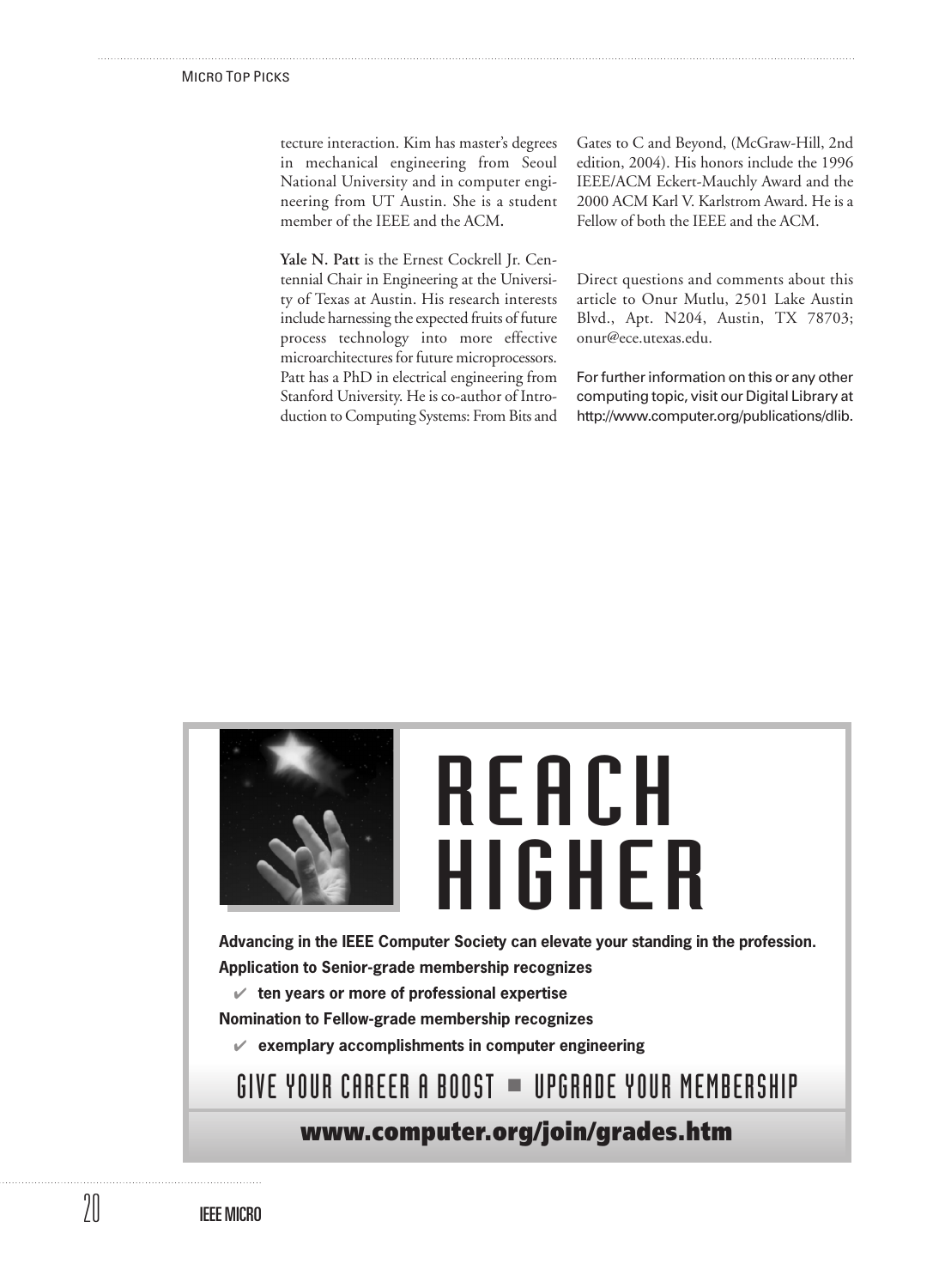tecture interaction. Kim has master's degrees in mechanical engineering from Seoul National University and in computer engineering from UT Austin. She is a student member of the IEEE and the ACM.

**Yale N. Patt** is the Ernest Cockrell Jr. Centennial Chair in Engineering at the University of Texas at Austin. His research interests include harnessing the expected fruits of future process technology into more effective microarchitectures for future microprocessors. Patt has a PhD in electrical engineering from Stanford University. He is co-author of Introduction to Computing Systems: From Bits and Gates to C and Beyond, (McGraw-Hill, 2nd edition, 2004). His honors include the 1996 IEEE/ACM Eckert-Mauchly Award and the 2000 ACM Karl V. Karlstrom Award. He is a Fellow of both the IEEE and the ACM.

Direct questions and comments about this article to Onur Mutlu, 2501 Lake Austin Blvd., Apt. N204, Austin, TX 78703; onur@ece.utexas.edu.

For further information on this or any other computing topic, visit our Digital Library at http://www.computer.org/publications/dlib.

# REACH HIGHER

**Advancing in the IEEE Computer Society can elevate your standing in the profession.**

**Application to Senior-grade membership recognizes**

- ✔ **ten years or more of professional expertise**

**Nomination to Fellow-grade membership recognizes**

- ✔ **exemplary accomplishments in computer engineering**

GIVE YOUR CAREER A BOOST ■ UPGRADE YOUR MEMBERSHIP

**www.computer.org/join/grades.htm**